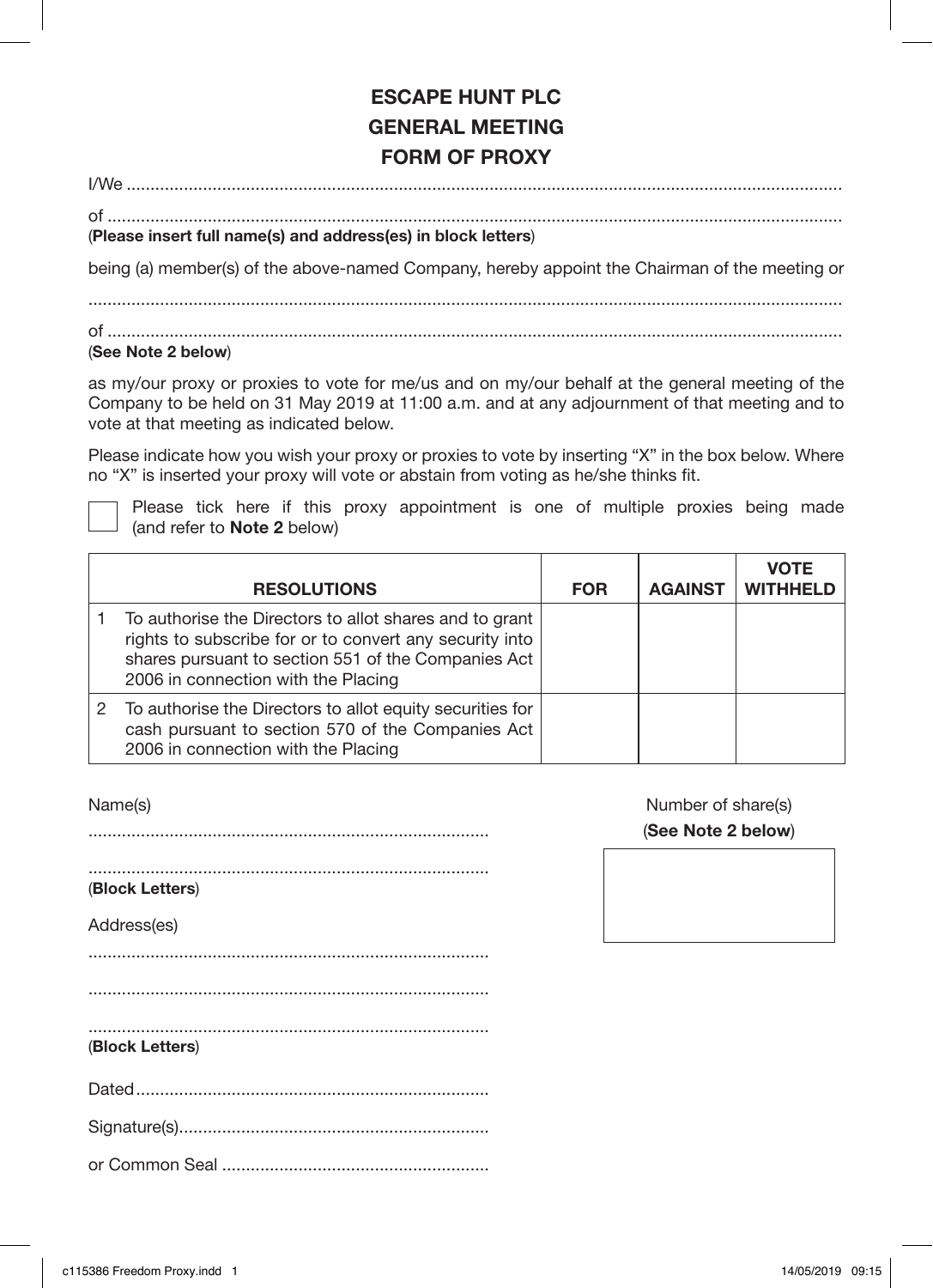# ESCAPE HUNT PLC
## GENERAL MEETING
## FORM OF PROXY

I/We ..........................................................................................................................................

of ..............................................................................................................................................
(**Please insert full name(s) and address(es) in block letters**)

being (a) member(s) of the above-named Company, hereby appoint the Chairman of the meeting or

..................................................................................................................................................

of ..............................................................................................................................................
(**See Note 2 below**)

as my/our proxy or proxies to vote for me/us and on my/our behalf at the general meeting of the Company to be held on 31 May 2019 at 11:00 a.m. and at any adjournment of that meeting and to vote at that meeting as indicated below.

Please indicate how you wish your proxy or proxies to vote by inserting "X" in the box below. Where no "X" is inserted your proxy will vote or abstain from voting as he/she thinks fit.

☐ Please tick here if this proxy appointment is one of multiple proxies being made (and refer to **Note 2** below)

| | RESOLUTIONS | FOR | AGAINST | VOTE WITHHELD |
|---|---|---|---|---|
| 1 | To authorise the Directors to allot shares and to grant rights to subscribe for or to convert any security into shares pursuant to section 551 of the Companies Act 2006 in connection with the Placing | | | |
| 2 | To authorise the Directors to allot equity securities for cash pursuant to section 570 of the Companies Act 2006 in connection with the Placing | | | |

Name(s)

..................................................................................

..................................................................................
(**Block Letters**)

Number of share(s)
(**See Note 2 below**)

Address(es)

..................................................................................

..................................................................................

..................................................................................
(**Block Letters**)

Dated..........................................................................

Signature(s)................................................................

or Common Seal .......................................................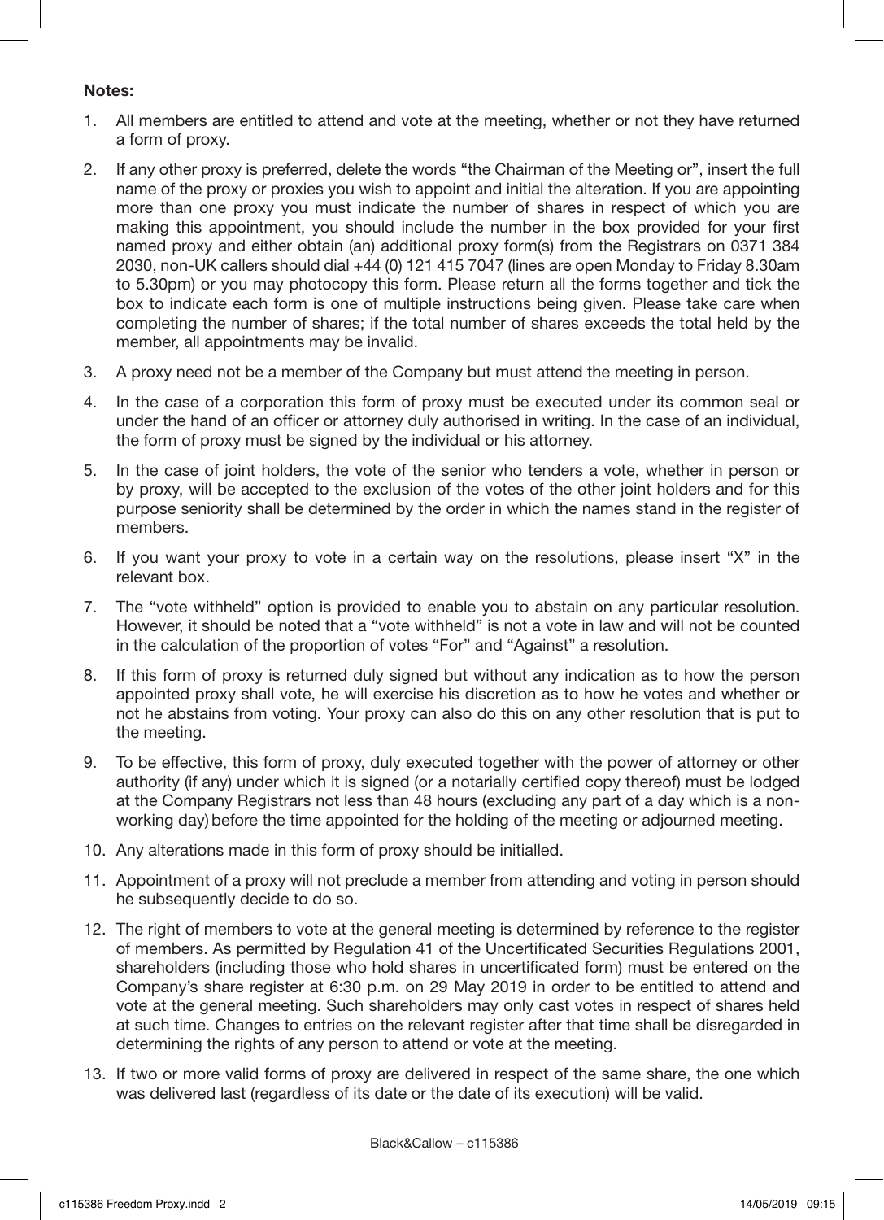**Notes:**

1. All members are entitled to attend and vote at the meeting, whether or not they have returned a form of proxy.
2. If any other proxy is preferred, delete the words "the Chairman of the Meeting or", insert the full name of the proxy or proxies you wish to appoint and initial the alteration. If you are appointing more than one proxy you must indicate the number of shares in respect of which you are making this appointment, you should include the number in the box provided for your first named proxy and either obtain (an) additional proxy form(s) from the Registrars on 0371 384 2030, non-UK callers should dial +44 (0) 121 415 7047 (lines are open Monday to Friday 8.30am to 5.30pm) or you may photocopy this form. Please return all the forms together and tick the box to indicate each form is one of multiple instructions being given. Please take care when completing the number of shares; if the total number of shares exceeds the total held by the member, all appointments may be invalid.
3. A proxy need not be a member of the Company but must attend the meeting in person.
4. In the case of a corporation this form of proxy must be executed under its common seal or under the hand of an officer or attorney duly authorised in writing. In the case of an individual, the form of proxy must be signed by the individual or his attorney.
5. In the case of joint holders, the vote of the senior who tenders a vote, whether in person or by proxy, will be accepted to the exclusion of the votes of the other joint holders and for this purpose seniority shall be determined by the order in which the names stand in the register of members.
6. If you want your proxy to vote in a certain way on the resolutions, please insert "X" in the relevant box.
7. The "vote withheld" option is provided to enable you to abstain on any particular resolution. However, it should be noted that a "vote withheld" is not a vote in law and will not be counted in the calculation of the proportion of votes "For" and "Against" a resolution.
8. If this form of proxy is returned duly signed but without any indication as to how the person appointed proxy shall vote, he will exercise his discretion as to how he votes and whether or not he abstains from voting. Your proxy can also do this on any other resolution that is put to the meeting.
9. To be effective, this form of proxy, duly executed together with the power of attorney or other authority (if any) under which it is signed (or a notarially certified copy thereof) must be lodged at the Company Registrars not less than 48 hours (excluding any part of a day which is a non-working day) before the time appointed for the holding of the meeting or adjourned meeting.
10. Any alterations made in this form of proxy should be initialled.
11. Appointment of a proxy will not preclude a member from attending and voting in person should he subsequently decide to do so.
12. The right of members to vote at the general meeting is determined by reference to the register of members. As permitted by Regulation 41 of the Uncertificated Securities Regulations 2001, shareholders (including those who hold shares in uncertificated form) must be entered on the Company's share register at 6:30 p.m. on 29 May 2019 in order to be entitled to attend and vote at the general meeting. Such shareholders may only cast votes in respect of shares held at such time. Changes to entries on the relevant register after that time shall be disregarded in determining the rights of any person to attend or vote at the meeting.
13. If two or more valid forms of proxy are delivered in respect of the same share, the one which was delivered last (regardless of its date or the date of its execution) will be valid.

Black&Callow – c115386